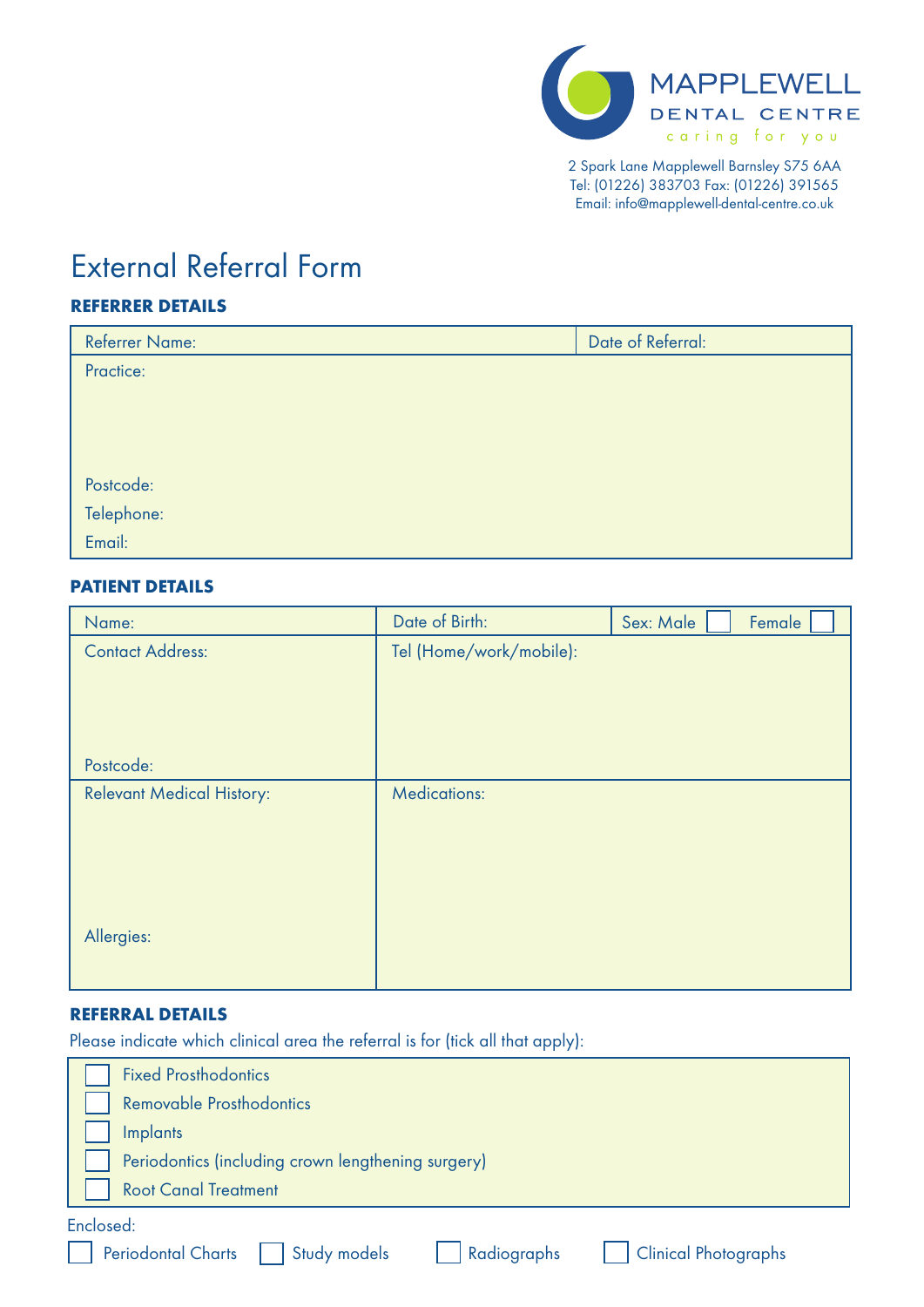MAPPLEWELL
DENTAL CENTRE
caring for you

2 Spark Lane Mapplewell Barnsley S75 6AA
Tel: (01226) 383703 Fax: (01226) 391565
Email: info@mapplewell-dental-centre.co.uk

# External Referral Form

### REFERRER DETAILS

| Referrer Name: | Date of Referral: |
|---|---|
| Practice:<br><br><br>Postcode:<br>Telephone:<br>Email: | |

### PATIENT DETAILS

| Name: | Date of Birth: | Sex: Male ☐ Female ☐ |
|---|---|---|
| Contact Address:<br><br><br>Postcode: | Tel (Home/work/mobile): | |
| Relevant Medical History:<br><br><br>Allergies: | Medications: | |

### REFERRAL DETAILS

Please indicate which clinical area the referral is for (tick all that apply):

- ☐ Fixed Prosthodontics
- ☐ Removable Prosthodontics
- ☐ Implants
- ☐ Periodontics (including crown lengthening surgery)
- ☐ Root Canal Treatment

Enclosed:

☐ Periodontal Charts ☐ Study models ☐ Radiographs ☐ Clinical Photographs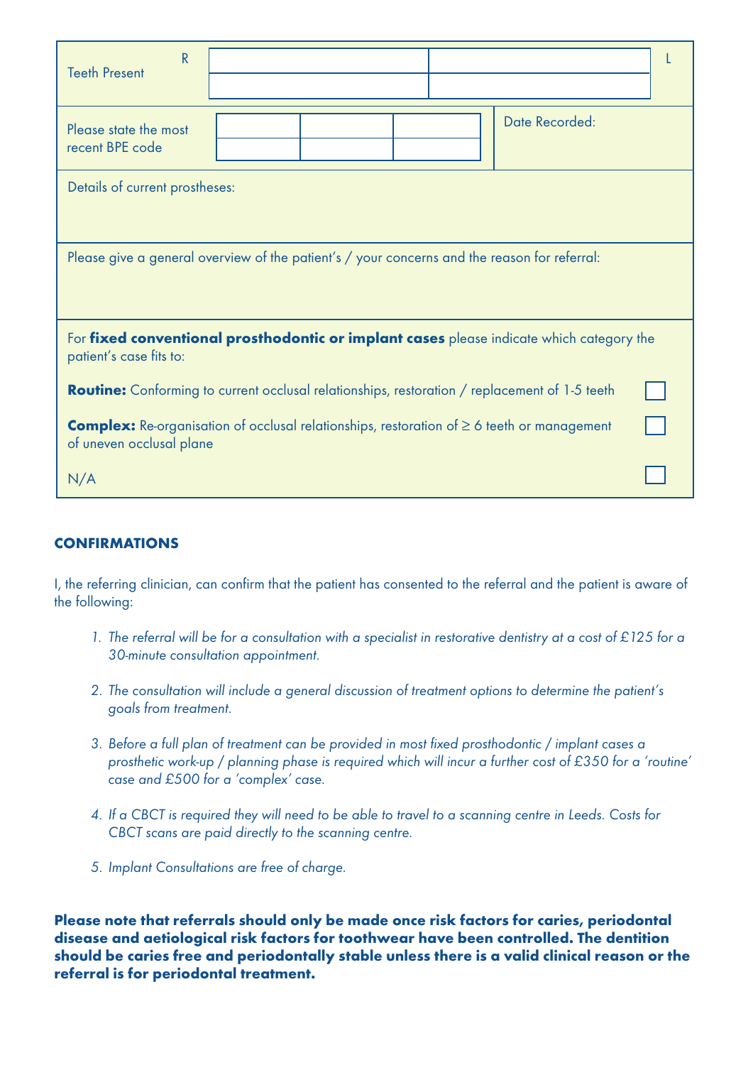| | | | |
|---|---|---|---|
| Teeth Present | R | | L |
| | | | |

| | | | | |
|---|---|---|---|---|
| Please state the most recent BPE code | | | | Date Recorded: |
| | | | | |

Details of current prostheses:

Please give a general overview of the patient's / your concerns and the reason for referral:

For **fixed conventional prosthodontic or implant cases** please indicate which category the patient's case fits to:

**Routine:** Conforming to current occlusal relationships, restoration / replacement of 1-5 teeth ☐

**Complex:** Re-organisation of occlusal relationships, restoration of ≥ 6 teeth or management of uneven occlusal plane ☐

N/A ☐

## CONFIRMATIONS

I, the referring clinician, can confirm that the patient has consented to the referral and the patient is aware of the following:

1. *The referral will be for a consultation with a specialist in restorative dentistry at a cost of £125 for a 30-minute consultation appointment.*
2. *The consultation will include a general discussion of treatment options to determine the patient's goals from treatment.*
3. *Before a full plan of treatment can be provided in most fixed prosthodontic / implant cases a prosthetic work-up / planning phase is required which will incur a further cost of £350 for a 'routine' case and £500 for a 'complex' case.*
4. *If a CBCT is required they will need to be able to travel to a scanning centre in Leeds. Costs for CBCT scans are paid directly to the scanning centre.*
5. *Implant Consultations are free of charge.*

**Please note that referrals should only be made once risk factors for caries, periodontal disease and aetiological risk factors for toothwear have been controlled. The dentition should be caries free and periodontally stable unless there is a valid clinical reason or the referral is for periodontal treatment.**